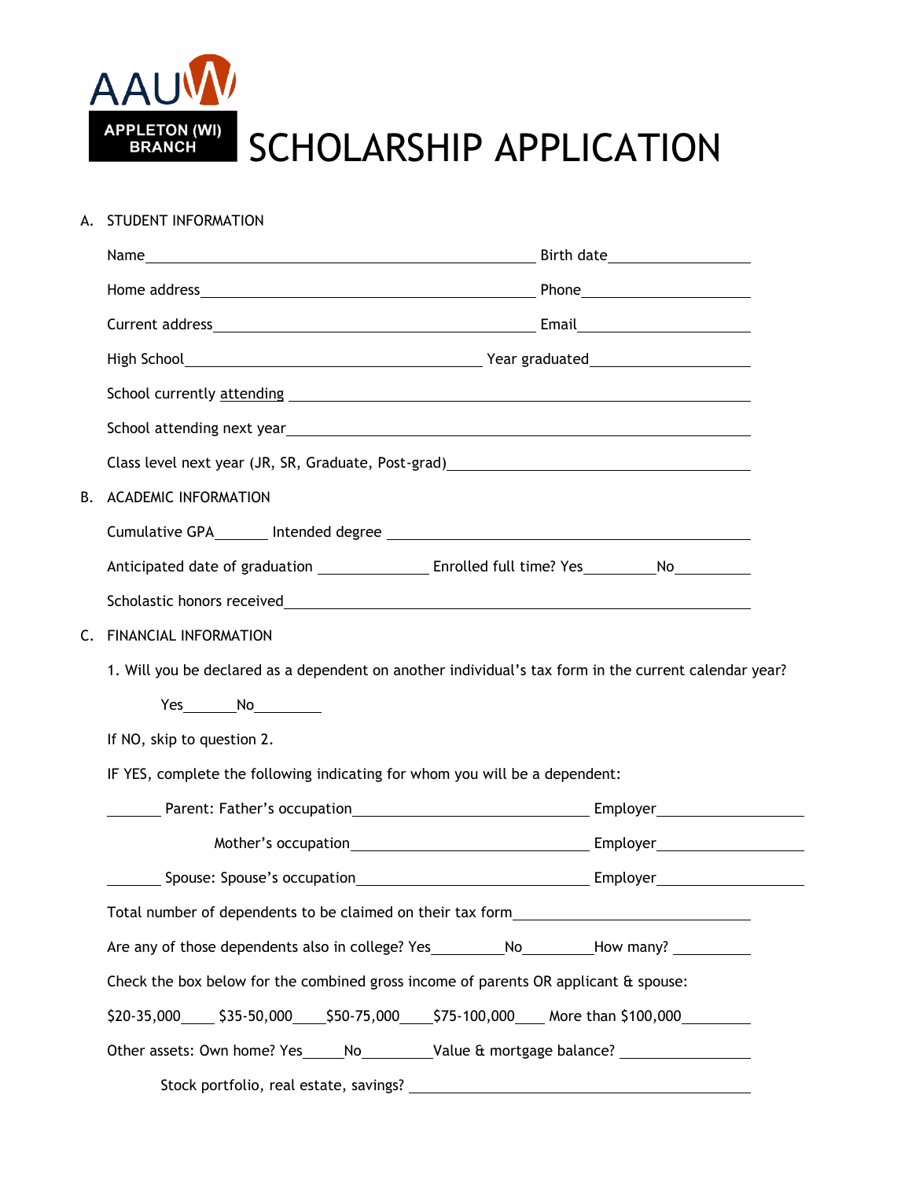AAUW
APPLETON (WI) BRANCH

# SCHOLARSHIP APPLICATION

## A. STUDENT INFORMATION

Name\_\_\_\_\_\_\_\_\_\_\_\_\_\_\_\_\_\_\_\_\_\_\_\_\_\_\_\_\_\_\_\_\_\_\_\_\_\_\_\_ Birth date\_\_\_\_\_\_\_\_\_\_\_\_\_\_\_\_

Home address\_\_\_\_\_\_\_\_\_\_\_\_\_\_\_\_\_\_\_\_\_\_\_\_\_\_\_\_\_\_\_\_\_\_\_\_ Phone\_\_\_\_\_\_\_\_\_\_\_\_\_\_\_\_\_\_\_\_

Current address\_\_\_\_\_\_\_\_\_\_\_\_\_\_\_\_\_\_\_\_\_\_\_\_\_\_\_\_\_\_\_\_\_\_ Email\_\_\_\_\_\_\_\_\_\_\_\_\_\_\_\_\_\_\_\_

High School\_\_\_\_\_\_\_\_\_\_\_\_\_\_\_\_\_\_\_\_\_\_\_\_\_\_\_\_\_\_\_\_\_\_ Year graduated\_\_\_\_\_\_\_\_\_\_\_\_\_\_\_\_\_\_

School currently attending \_\_\_\_\_\_\_\_\_\_\_\_\_\_\_\_\_\_\_\_\_\_\_\_\_\_\_\_\_\_\_\_\_\_\_\_\_\_\_\_\_\_\_\_\_\_\_\_\_\_

School attending next year\_\_\_\_\_\_\_\_\_\_\_\_\_\_\_\_\_\_\_\_\_\_\_\_\_\_\_\_\_\_\_\_\_\_\_\_\_\_\_\_\_\_\_\_\_\_\_\_\_\_

Class level next year (JR, SR, Graduate, Post-grad)\_\_\_\_\_\_\_\_\_\_\_\_\_\_\_\_\_\_\_\_\_\_\_\_\_\_\_\_\_\_\_\_

## B. ACADEMIC INFORMATION

Cumulative GPA\_\_\_\_\_\_ Intended degree \_\_\_\_\_\_\_\_\_\_\_\_\_\_\_\_\_\_\_\_\_\_\_\_\_\_\_\_\_\_\_\_\_\_\_\_\_\_\_\_

Anticipated date of graduation \_\_\_\_\_\_\_\_\_\_\_\_ Enrolled full time? Yes\_\_\_\_\_\_\_\_No\_\_\_\_\_\_\_\_

Scholastic honors received\_\_\_\_\_\_\_\_\_\_\_\_\_\_\_\_\_\_\_\_\_\_\_\_\_\_\_\_\_\_\_\_\_\_\_\_\_\_\_\_\_\_\_\_\_\_\_\_\_\_\_

## C. FINANCIAL INFORMATION

1. Will you be declared as a dependent on another individual's tax form in the current calendar year?

Yes\_\_\_\_\_\_No\_\_\_\_\_\_\_\_

If NO, skip to question 2.

IF YES, complete the following indicating for whom you will be a dependent:

\_\_\_\_\_\_ Parent: Father's occupation\_\_\_\_\_\_\_\_\_\_\_\_\_\_\_\_\_\_\_\_\_\_\_\_\_\_\_ Employer\_\_\_\_\_\_\_\_\_\_\_\_\_\_\_\_\_

Mother's occupation\_\_\_\_\_\_\_\_\_\_\_\_\_\_\_\_\_\_\_\_\_\_\_\_\_\_\_ Employer\_\_\_\_\_\_\_\_\_\_\_\_\_\_\_\_\_

\_\_\_\_\_\_ Spouse: Spouse's occupation\_\_\_\_\_\_\_\_\_\_\_\_\_\_\_\_\_\_\_\_\_\_\_\_\_\_\_ Employer\_\_\_\_\_\_\_\_\_\_\_\_\_\_\_\_\_

Total number of dependents to be claimed on their tax form\_\_\_\_\_\_\_\_\_\_\_\_\_\_\_\_\_\_\_\_\_\_\_\_\_\_

Are any of those dependents also in college? Yes\_\_\_\_\_\_\_\_No\_\_\_\_\_\_\_\_How many? \_\_\_\_\_\_\_\_

Check the box below for the combined gross income of parents OR applicant & spouse:

$20-35,000\_\_\_\_ $35-50,000\_\_\_\_ $50-75,000\_\_\_\_ $75-100,000\_\_\_\_ More than $100,000\_\_\_\_\_\_\_\_

Other assets: Own home? Yes\_\_\_\_\_No\_\_\_\_\_\_\_\_Value & mortgage balance? \_\_\_\_\_\_\_\_\_\_\_\_\_\_

Stock portfolio, real estate, savings? \_\_\_\_\_\_\_\_\_\_\_\_\_\_\_\_\_\_\_\_\_\_\_\_\_\_\_\_\_\_\_\_\_\_\_\_\_\_\_\_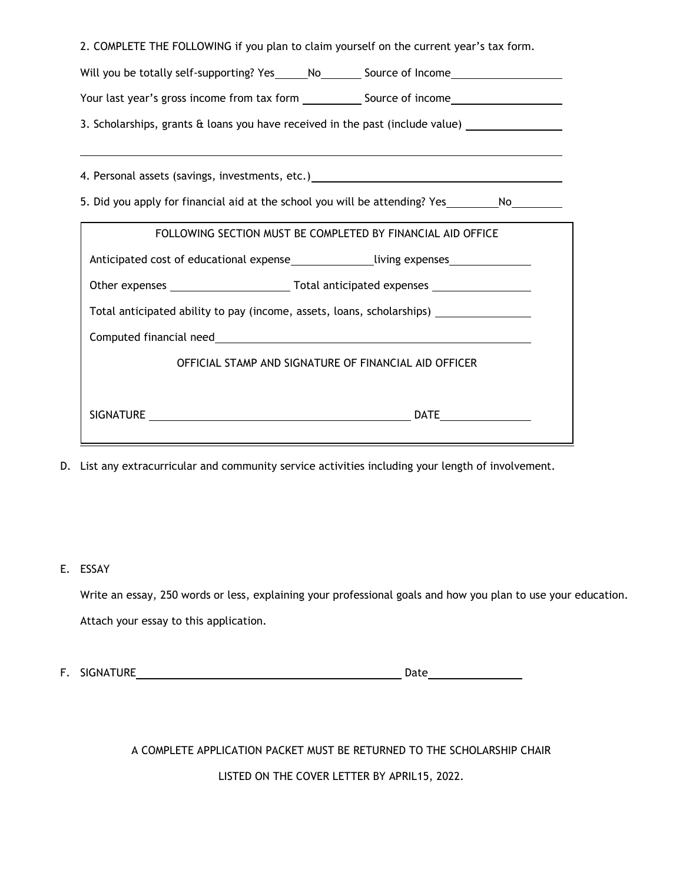2. COMPLETE THE FOLLOWING if you plan to claim yourself on the current year's tax form.

Will you be totally self-supporting? Yes_____ No_______ Source of Income__________________

Your last year's gross income from tax form __________ Source of income__________________

3. Scholarships, grants & loans you have received in the past (include value) ________________

______________________________________________________________________________

4. Personal assets (savings, investments, etc.)__________________________________________

5. Did you apply for financial aid at the school you will be attending? Yes________ No________

FOLLOWING SECTION MUST BE COMPLETED BY FINANCIAL AID OFFICE

Anticipated cost of educational expense______________ living expenses______________

Other expenses ____________________ Total anticipated expenses ________________

Total anticipated ability to pay (income, assets, loans, scholarships) ________________

Computed financial need__________________________________________________

OFFICIAL STAMP AND SIGNATURE OF FINANCIAL AID OFFICER

SIGNATURE ____________________________________________ DATE_______________

D. List any extracurricular and community service activities including your length of involvement.

E. ESSAY

Write an essay, 250 words or less, explaining your professional goals and how you plan to use your education.

Attach your essay to this application.

F. SIGNATURE____________________________________________ Date_______________

A COMPLETE APPLICATION PACKET MUST BE RETURNED TO THE SCHOLARSHIP CHAIR

LISTED ON THE COVER LETTER BY APRIL15, 2022.